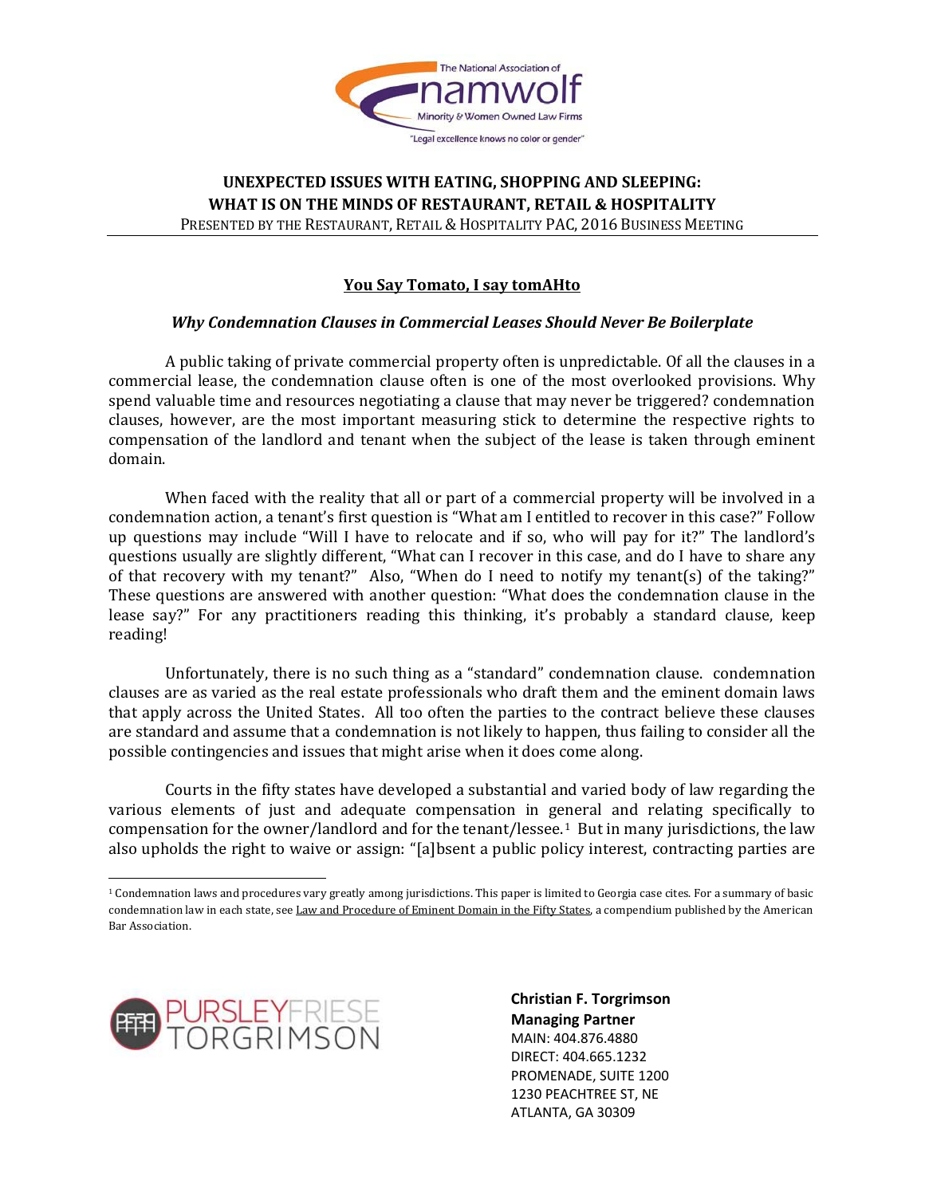The National Association of **namwolf** Minority & Women Owned Law Firms "Legal excellence knows no color or gender"

**UNEXPECTED ISSUES WITH EATING, SHOPPING AND SLEEPING:**
**WHAT IS ON THE MINDS OF RESTAURANT, RETAIL & HOSPITALITY**

PRESENTED BY THE RESTAURANT, RETAIL & HOSPITALITY PAC, 2016 BUSINESS MEETING

## You Say Tomato, I say tomAHto

### *Why Condemnation Clauses in Commercial Leases Should Never Be Boilerplate*

A public taking of private commercial property often is unpredictable. Of all the clauses in a commercial lease, the condemnation clause often is one of the most overlooked provisions. Why spend valuable time and resources negotiating a clause that may never be triggered? condemnation clauses, however, are the most important measuring stick to determine the respective rights to compensation of the landlord and tenant when the subject of the lease is taken through eminent domain.

When faced with the reality that all or part of a commercial property will be involved in a condemnation action, a tenant's first question is "What am I entitled to recover in this case?" Follow up questions may include "Will I have to relocate and if so, who will pay for it?" The landlord's questions usually are slightly different, "What can I recover in this case, and do I have to share any of that recovery with my tenant?" Also, "When do I need to notify my tenant(s) of the taking?" These questions are answered with another question: "What does the condemnation clause in the lease say?" For any practitioners reading this thinking, it's probably a standard clause, keep reading!

Unfortunately, there is no such thing as a "standard" condemnation clause. condemnation clauses are as varied as the real estate professionals who draft them and the eminent domain laws that apply across the United States. All too often the parties to the contract believe these clauses are standard and assume that a condemnation is not likely to happen, thus failing to consider all the possible contingencies and issues that might arise when it does come along.

Courts in the fifty states have developed a substantial and varied body of law regarding the various elements of just and adequate compensation in general and relating specifically to compensation for the owner/landlord and for the tenant/lessee.[1] But in many jurisdictions, the law also upholds the right to waive or assign: "[a]bsent a public policy interest, contracting parties are

---

[1] Condemnation laws and procedures vary greatly among jurisdictions. This paper is limited to Georgia case cites. For a summary of basic condemnation law in each state, see Law and Procedure of Eminent Domain in the Fifty States, a compendium published by the American Bar Association.

PURSLEY FRIESE TORGRIMSON

**Christian F. Torgrimson**
**Managing Partner**
MAIN: 404.876.4880
DIRECT: 404.665.1232
PROMENADE, SUITE 1200
1230 PEACHTREE ST, NE
ATLANTA, GA 30309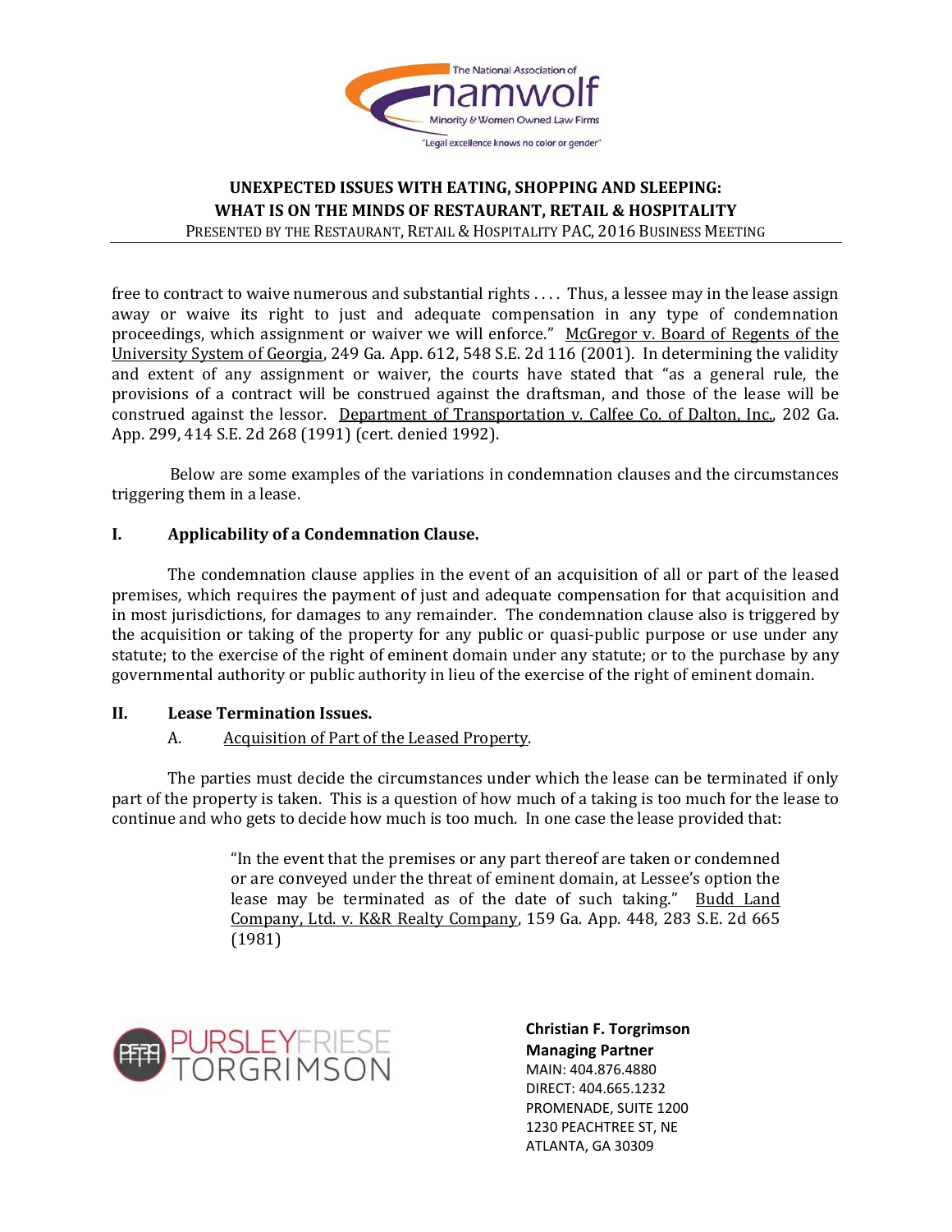free to contract to waive numerous and substantial rights . . . . Thus, a lessee may in the lease assign away or waive its right to just and adequate compensation in any type of condemnation proceedings, which assignment or waiver we will enforce." McGregor v. Board of Regents of the University System of Georgia, 249 Ga. App. 612, 548 S.E. 2d 116 (2001). In determining the validity and extent of any assignment or waiver, the courts have stated that "as a general rule, the provisions of a contract will be construed against the draftsman, and those of the lease will be construed against the lessor. Department of Transportation v. Calfee Co. of Dalton, Inc., 202 Ga. App. 299, 414 S.E. 2d 268 (1991) (cert. denied 1992).

Below are some examples of the variations in condemnation clauses and the circumstances triggering them in a lease.

## I. Applicability of a Condemnation Clause.

The condemnation clause applies in the event of an acquisition of all or part of the leased premises, which requires the payment of just and adequate compensation for that acquisition and in most jurisdictions, for damages to any remainder. The condemnation clause also is triggered by the acquisition or taking of the property for any public or quasi-public purpose or use under any statute; to the exercise of the right of eminent domain under any statute; or to the purchase by any governmental authority or public authority in lieu of the exercise of the right of eminent domain.

## II. Lease Termination Issues.

### A. Acquisition of Part of the Leased Property.

The parties must decide the circumstances under which the lease can be terminated if only part of the property is taken. This is a question of how much of a taking is too much for the lease to continue and who gets to decide how much is too much. In one case the lease provided that:

> "In the event that the premises or any part thereof are taken or condemned or are conveyed under the threat of eminent domain, at Lessee's option the lease may be terminated as of the date of such taking." Budd Land Company, Ltd. v. K&R Realty Company, 159 Ga. App. 448, 283 S.E. 2d 665 (1981)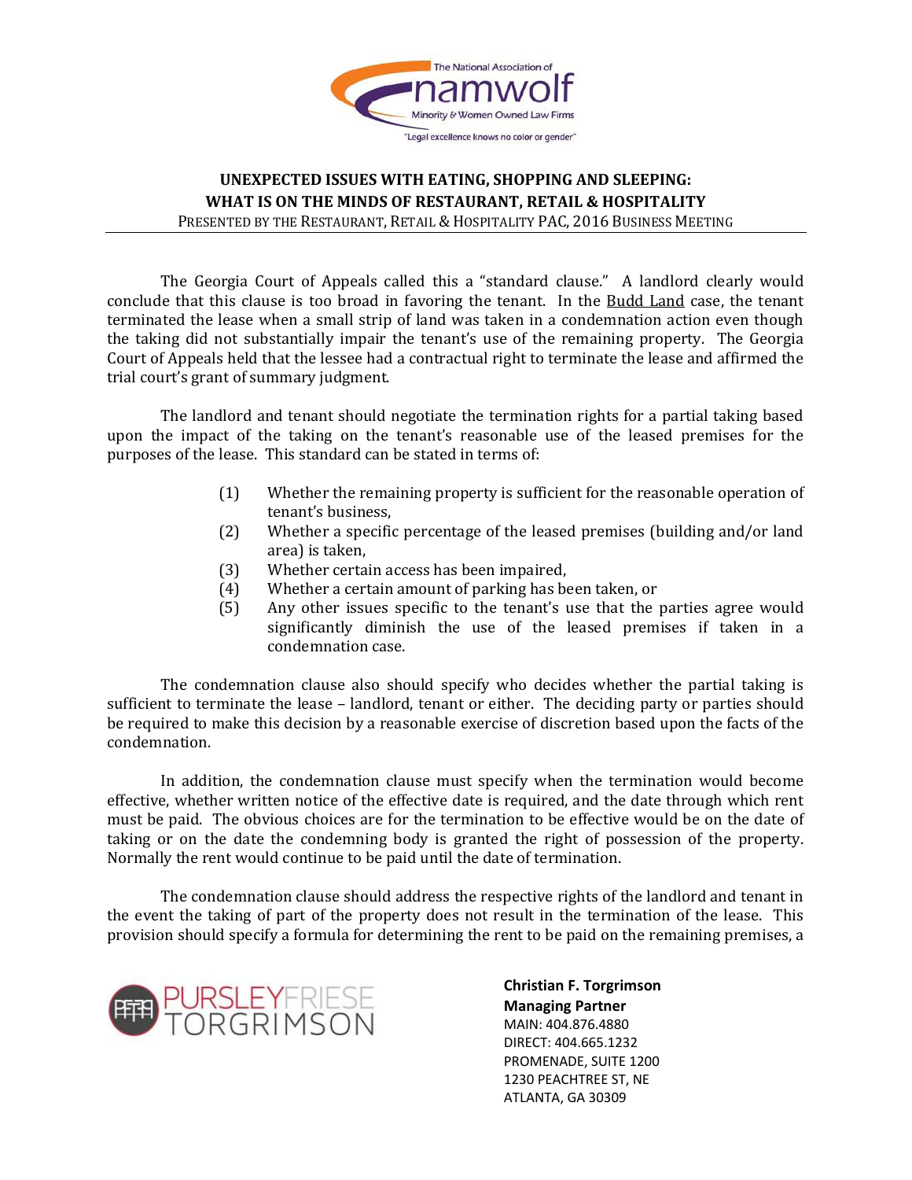The Georgia Court of Appeals called this a "standard clause." A landlord clearly would conclude that this clause is too broad in favoring the tenant. In the Budd Land case, the tenant terminated the lease when a small strip of land was taken in a condemnation action even though the taking did not substantially impair the tenant's use of the remaining property. The Georgia Court of Appeals held that the lessee had a contractual right to terminate the lease and affirmed the trial court's grant of summary judgment.

The landlord and tenant should negotiate the termination rights for a partial taking based upon the impact of the taking on the tenant's reasonable use of the leased premises for the purposes of the lease. This standard can be stated in terms of:

(1) Whether the remaining property is sufficient for the reasonable operation of tenant's business,
(2) Whether a specific percentage of the leased premises (building and/or land area) is taken,
(3) Whether certain access has been impaired,
(4) Whether a certain amount of parking has been taken, or
(5) Any other issues specific to the tenant's use that the parties agree would significantly diminish the use of the leased premises if taken in a condemnation case.

The condemnation clause also should specify who decides whether the partial taking is sufficient to terminate the lease – landlord, tenant or either. The deciding party or parties should be required to make this decision by a reasonable exercise of discretion based upon the facts of the condemnation.

In addition, the condemnation clause must specify when the termination would become effective, whether written notice of the effective date is required, and the date through which rent must be paid. The obvious choices are for the termination to be effective would be on the date of taking or on the date the condemning body is granted the right of possession of the property. Normally the rent would continue to be paid until the date of termination.

The condemnation clause should address the respective rights of the landlord and tenant in the event the taking of part of the property does not result in the termination of the lease. This provision should specify a formula for determining the rent to be paid on the remaining premises, a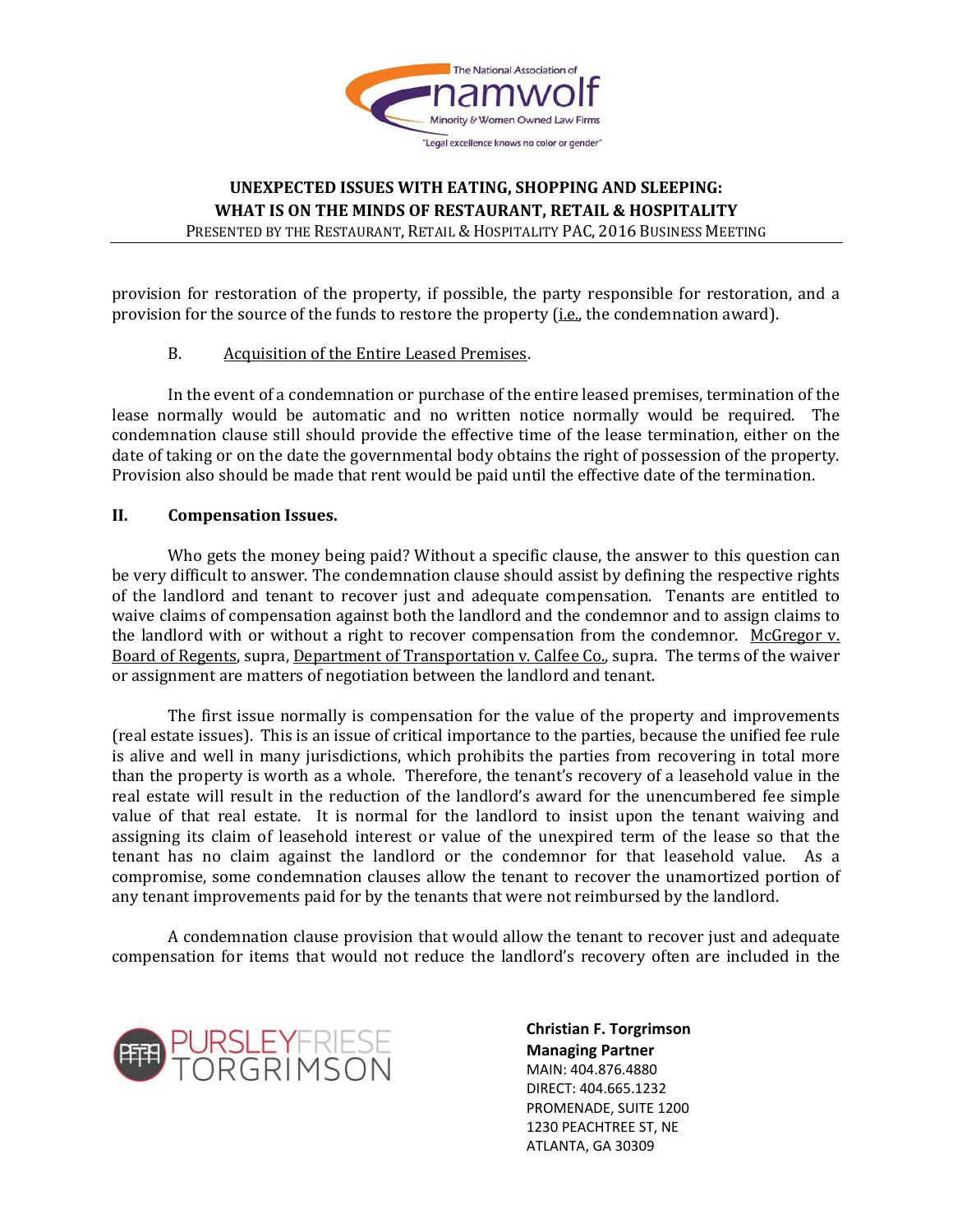provision for restoration of the property, if possible, the party responsible for restoration, and a provision for the source of the funds to restore the property (i.e., the condemnation award).

B. Acquisition of the Entire Leased Premises.

In the event of a condemnation or purchase of the entire leased premises, termination of the lease normally would be automatic and no written notice normally would be required. The condemnation clause still should provide the effective time of the lease termination, either on the date of taking or on the date the governmental body obtains the right of possession of the property. Provision also should be made that rent would be paid until the effective date of the termination.

## II. Compensation Issues.

Who gets the money being paid? Without a specific clause, the answer to this question can be very difficult to answer. The condemnation clause should assist by defining the respective rights of the landlord and tenant to recover just and adequate compensation. Tenants are entitled to waive claims of compensation against both the landlord and the condemnor and to assign claims to the landlord with or without a right to recover compensation from the condemnor. McGregor v. Board of Regents, supra, Department of Transportation v. Calfee Co., supra. The terms of the waiver or assignment are matters of negotiation between the landlord and tenant.

The first issue normally is compensation for the value of the property and improvements (real estate issues). This is an issue of critical importance to the parties, because the unified fee rule is alive and well in many jurisdictions, which prohibits the parties from recovering in total more than the property is worth as a whole. Therefore, the tenant's recovery of a leasehold value in the real estate will result in the reduction of the landlord's award for the unencumbered fee simple value of that real estate. It is normal for the landlord to insist upon the tenant waiving and assigning its claim of leasehold interest or value of the unexpired term of the lease so that the tenant has no claim against the landlord or the condemnor for that leasehold value. As a compromise, some condemnation clauses allow the tenant to recover the unamortized portion of any tenant improvements paid for by the tenants that were not reimbursed by the landlord.

A condemnation clause provision that would allow the tenant to recover just and adequate compensation for items that would not reduce the landlord's recovery often are included in the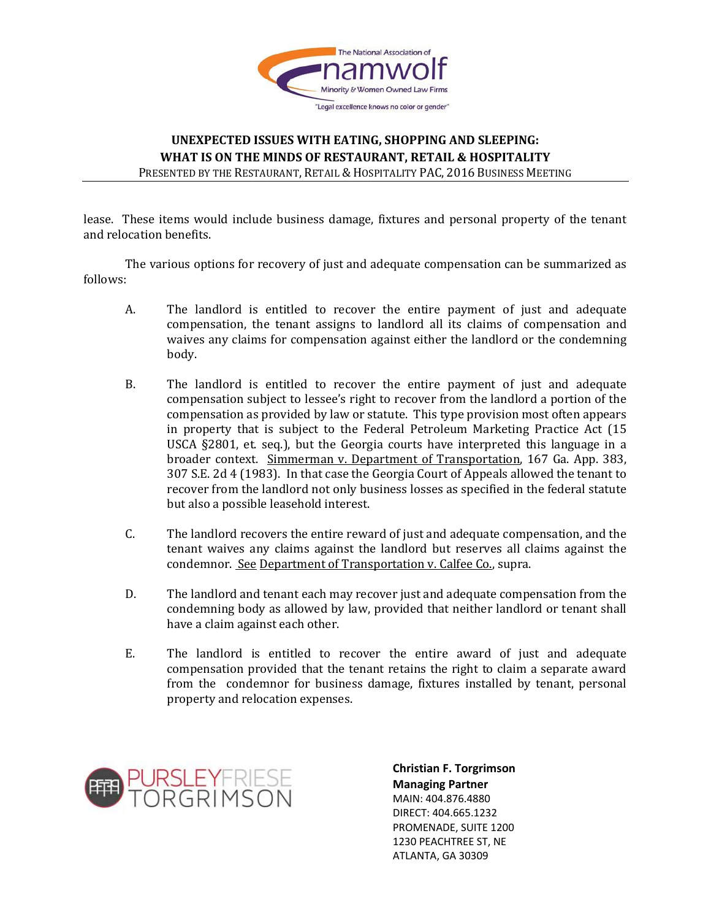lease. These items would include business damage, fixtures and personal property of the tenant and relocation benefits.

The various options for recovery of just and adequate compensation can be summarized as follows:

A. The landlord is entitled to recover the entire payment of just and adequate compensation, the tenant assigns to landlord all its claims of compensation and waives any claims for compensation against either the landlord or the condemning body.

B. The landlord is entitled to recover the entire payment of just and adequate compensation subject to lessee's right to recover from the landlord a portion of the compensation as provided by law or statute. This type provision most often appears in property that is subject to the Federal Petroleum Marketing Practice Act (15 USCA §2801, et. seq.), but the Georgia courts have interpreted this language in a broader context. Simmerman v. Department of Transportation, 167 Ga. App. 383, 307 S.E. 2d 4 (1983). In that case the Georgia Court of Appeals allowed the tenant to recover from the landlord not only business losses as specified in the federal statute but also a possible leasehold interest.

C. The landlord recovers the entire reward of just and adequate compensation, and the tenant waives any claims against the landlord but reserves all claims against the condemnor. See Department of Transportation v. Calfee Co., supra.

D. The landlord and tenant each may recover just and adequate compensation from the condemning body as allowed by law, provided that neither landlord or tenant shall have a claim against each other.

E. The landlord is entitled to recover the entire award of just and adequate compensation provided that the tenant retains the right to claim a separate award from the condemnor for business damage, fixtures installed by tenant, personal property and relocation expenses.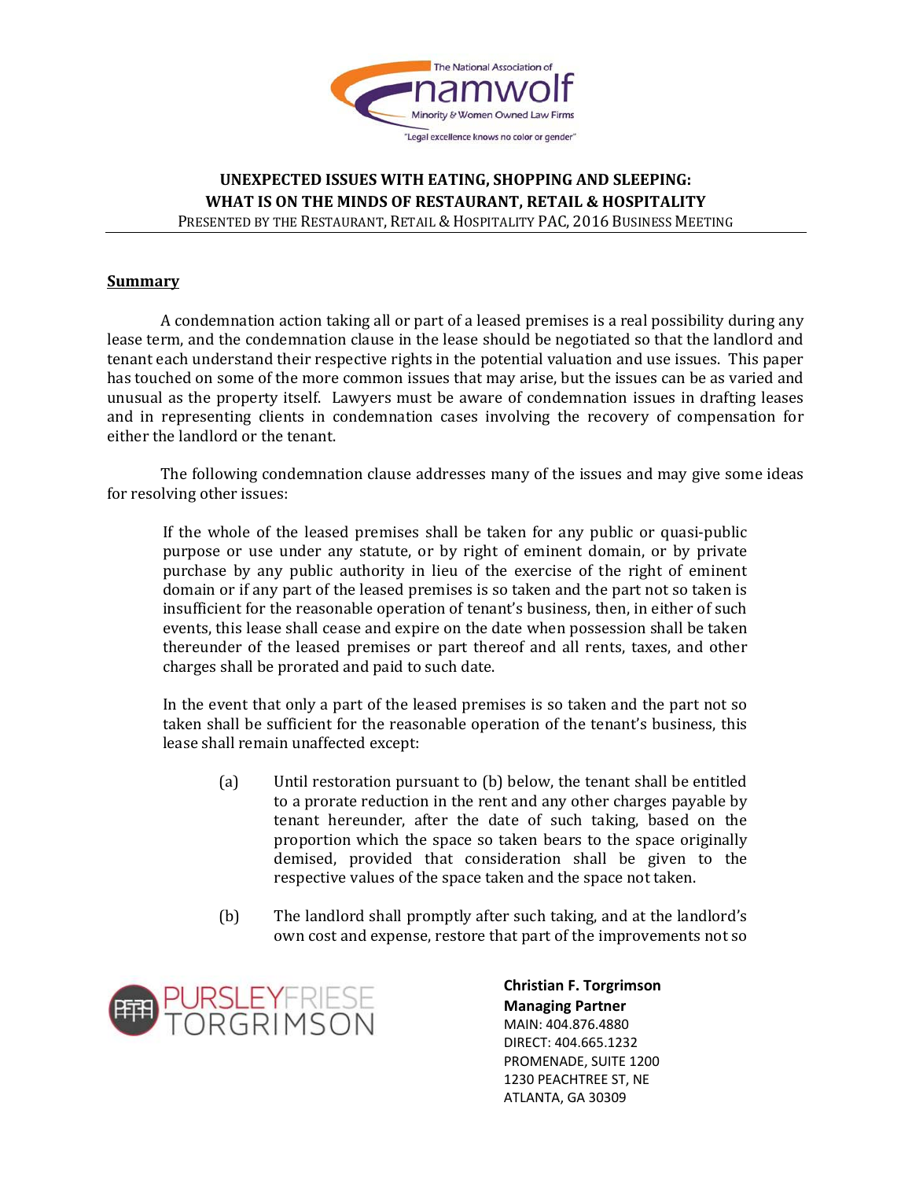**UNEXPECTED ISSUES WITH EATING, SHOPPING AND SLEEPING: WHAT IS ON THE MINDS OF RESTAURANT, RETAIL & HOSPITALITY**

PRESENTED BY THE RESTAURANT, RETAIL & HOSPITALITY PAC, 2016 BUSINESS MEETING

## Summary

A condemnation action taking all or part of a leased premises is a real possibility during any lease term, and the condemnation clause in the lease should be negotiated so that the landlord and tenant each understand their respective rights in the potential valuation and use issues. This paper has touched on some of the more common issues that may arise, but the issues can be as varied and unusual as the property itself. Lawyers must be aware of condemnation issues in drafting leases and in representing clients in condemnation cases involving the recovery of compensation for either the landlord or the tenant.

The following condemnation clause addresses many of the issues and may give some ideas for resolving other issues:

> If the whole of the leased premises shall be taken for any public or quasi-public purpose or use under any statute, or by right of eminent domain, or by private purchase by any public authority in lieu of the exercise of the right of eminent domain or if any part of the leased premises is so taken and the part not so taken is insufficient for the reasonable operation of tenant's business, then, in either of such events, this lease shall cease and expire on the date when possession shall be taken thereunder of the leased premises or part thereof and all rents, taxes, and other charges shall be prorated and paid to such date.
>
> In the event that only a part of the leased premises is so taken and the part not so taken shall be sufficient for the reasonable operation of the tenant's business, this lease shall remain unaffected except:
>
> (a) Until restoration pursuant to (b) below, the tenant shall be entitled to a prorate reduction in the rent and any other charges payable by tenant hereunder, after the date of such taking, based on the proportion which the space so taken bears to the space originally demised, provided that consideration shall be given to the respective values of the space taken and the space not taken.
>
> (b) The landlord shall promptly after such taking, and at the landlord's own cost and expense, restore that part of the improvements not so

**Christian F. Torgrimson**
**Managing Partner**
MAIN: 404.876.4880
DIRECT: 404.665.1232
PROMENADE, SUITE 1200
1230 PEACHTREE ST, NE
ATLANTA, GA 30309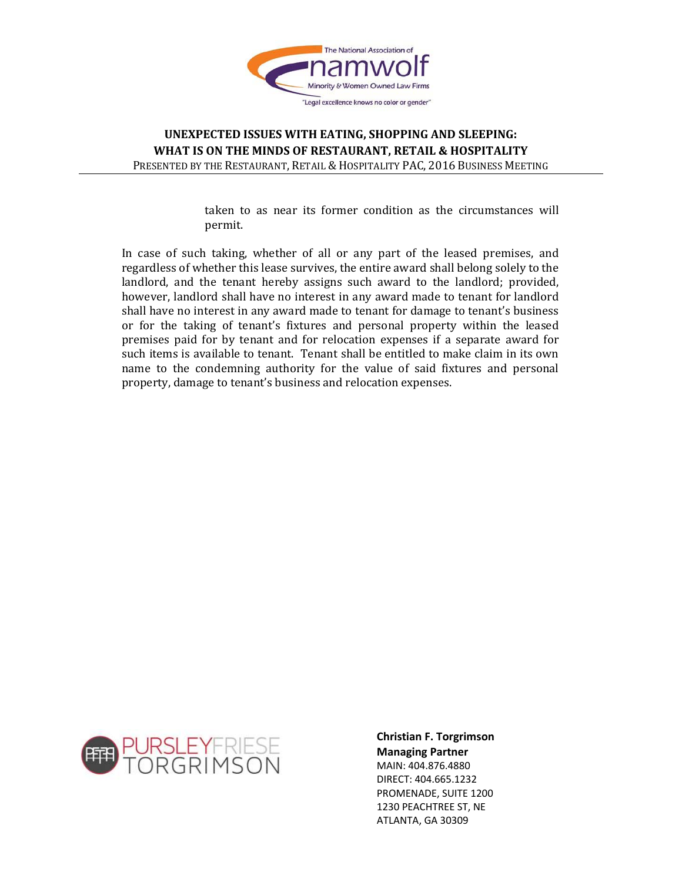taken to as near its former condition as the circumstances will permit.

In case of such taking, whether of all or any part of the leased premises, and regardless of whether this lease survives, the entire award shall belong solely to the landlord, and the tenant hereby assigns such award to the landlord; provided, however, landlord shall have no interest in any award made to tenant for landlord shall have no interest in any award made to tenant for damage to tenant's business or for the taking of tenant's fixtures and personal property within the leased premises paid for by tenant and for relocation expenses if a separate award for such items is available to tenant. Tenant shall be entitled to make claim in its own name to the condemning authority for the value of said fixtures and personal property, damage to tenant's business and relocation expenses.

PURSLEY FRIESE TORGRIMSON

**Christian F. Torgrimson**
**Managing Partner**
MAIN: 404.876.4880
DIRECT: 404.665.1232
PROMENADE, SUITE 1200
1230 PEACHTREE ST, NE
ATLANTA, GA 30309